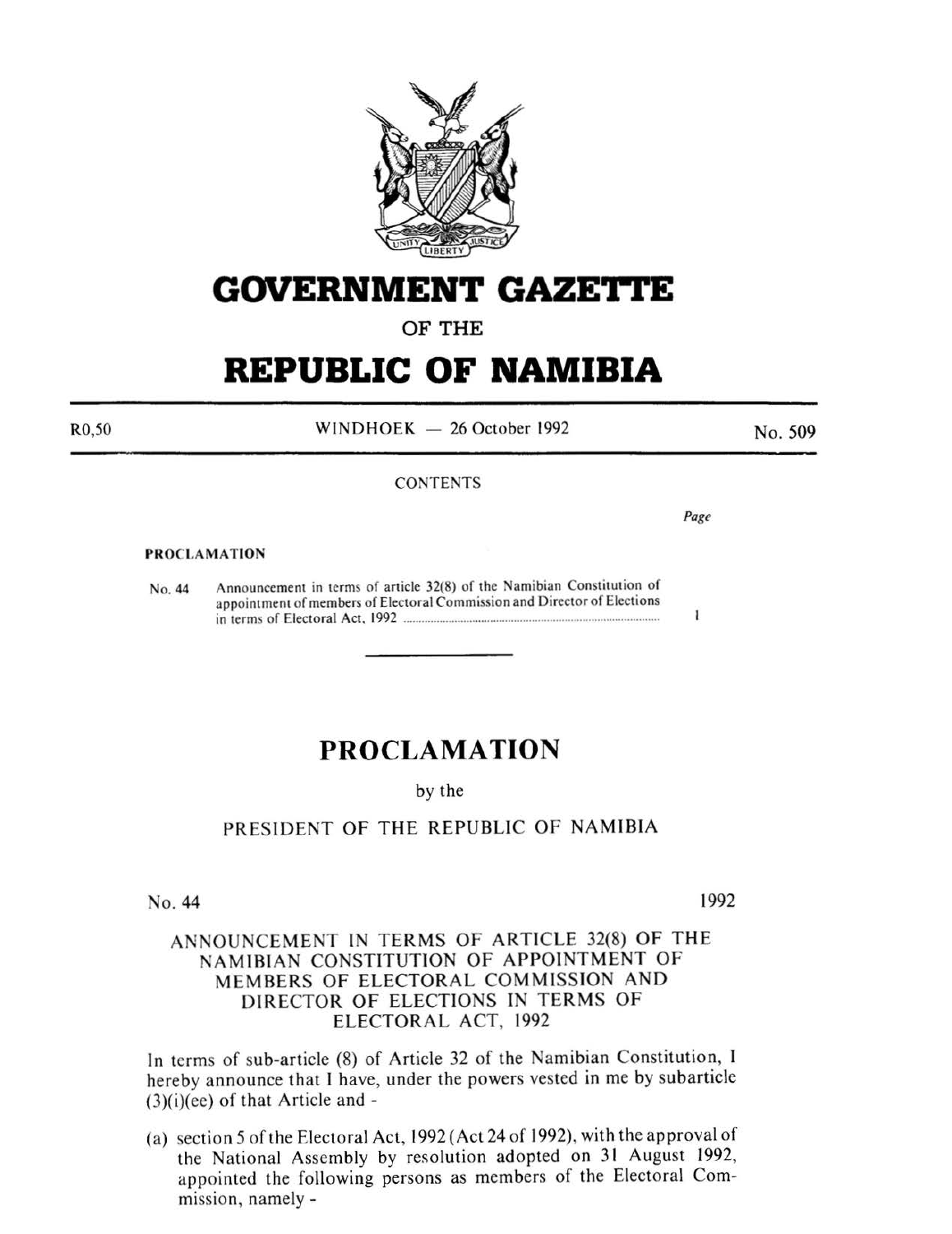# GOVERNMENT GAZETTE

OF THE

# REPUBLIC OF NAMIBIA

R0,50 WINDHOEK — 26 October 1992 No. 509

CONTENTS

*Page*

**PROCLAMATION**

No. 44 Announcement in terms of article 32(8) of the Namibian Constitution of appointment of members of Electoral Commission and Director of Elections in terms of Electoral Act, 1992 ............................................................ 1

---

# PROCLAMATION

by the

## PRESIDENT OF THE REPUBLIC OF NAMIBIA

No. 44 1992

### ANNOUNCEMENT IN TERMS OF ARTICLE 32(8) OF THE NAMIBIAN CONSTITUTION OF APPOINTMENT OF MEMBERS OF ELECTORAL COMMISSION AND DIRECTOR OF ELECTIONS IN TERMS OF ELECTORAL ACT, 1992

In terms of sub-article (8) of Article 32 of the Namibian Constitution, I hereby announce that I have, under the powers vested in me by subarticle (3)(i)(ee) of that Article and -

(a) section 5 of the Electoral Act, 1992 (Act 24 of 1992), with the approval of the National Assembly by resolution adopted on 31 August 1992, appointed the following persons as members of the Electoral Commission, namely -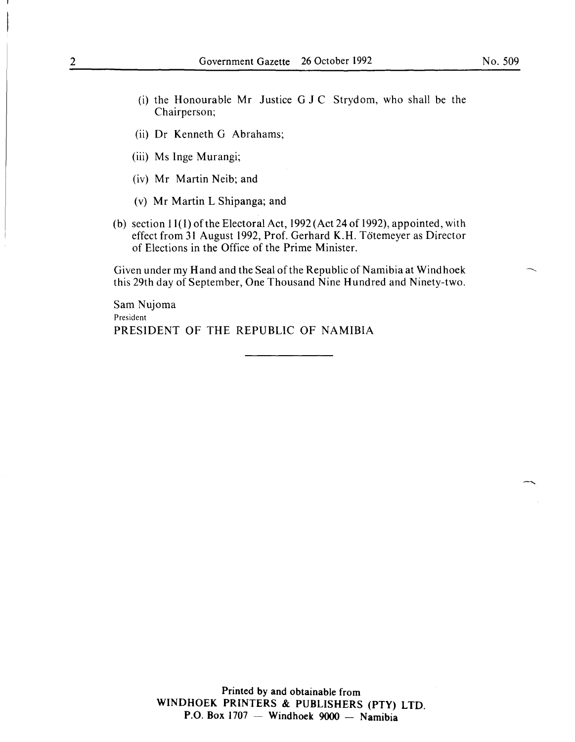(i) the Honourable Mr Justice G J C Strydom, who shall be the Chairperson;

(ii) Dr Kenneth G Abrahams;

(iii) Ms Inge Murangi;

(iv) Mr Martin Neib; and

(v) Mr Martin L Shipanga; and

(b) section 11(1) of the Electoral Act, 1992 (Act 24 of 1992), appointed, with effect from 31 August 1992, Prof. Gerhard K.H. Tötemeyer as Director of Elections in the Office of the Prime Minister.

Given under my Hand and the Seal of the Republic of Namibia at Windhoek this 29th day of September, One Thousand Nine Hundred and Ninety-two.

Sam Nujoma
President
PRESIDENT OF THE REPUBLIC OF NAMIBIA

---

Printed by and obtainable from
WINDHOEK PRINTERS & PUBLISHERS (PTY) LTD.
P.O. Box 1707 — Windhoek 9000 — Namibia